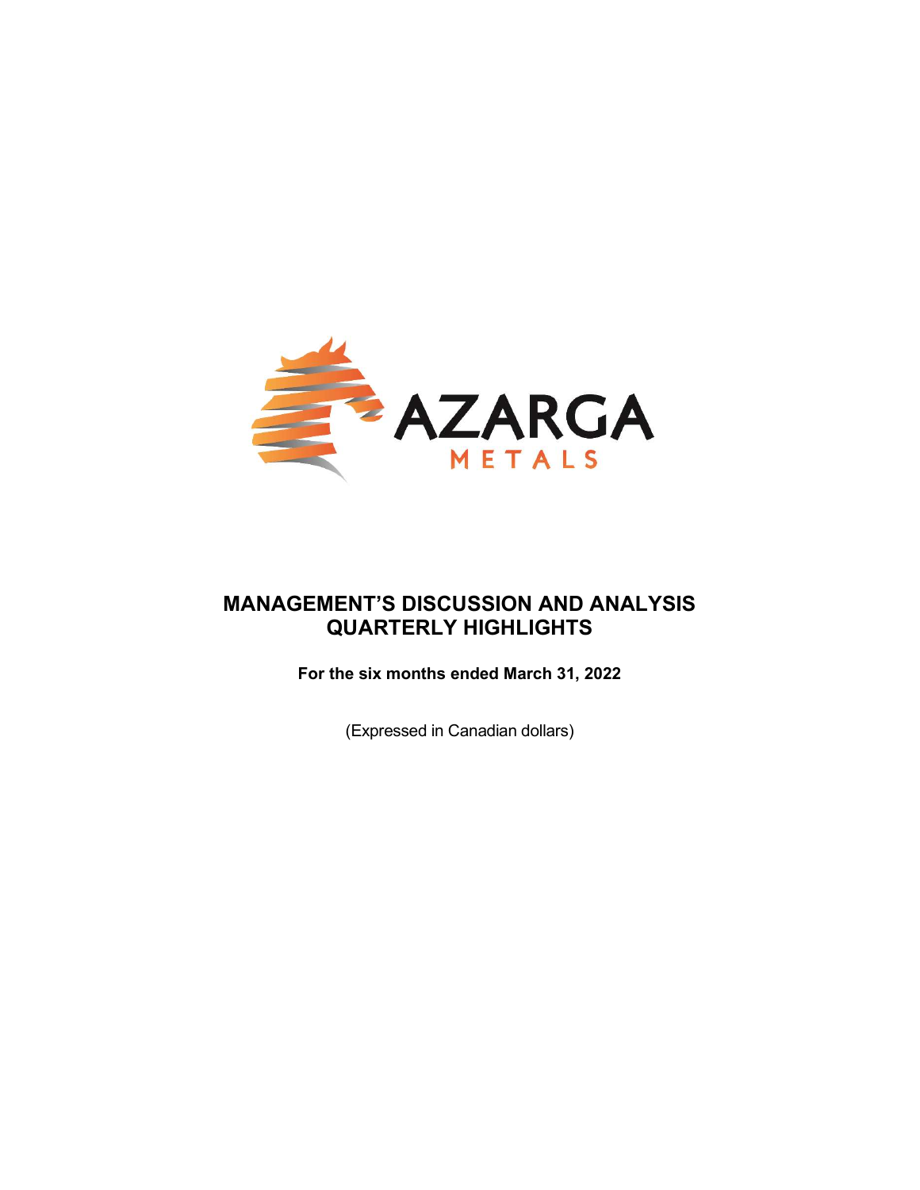AZARGA

METALS

# MANAGEMENT'S DISCUSSION AND ANALYSIS
# QUARTERLY HIGHLIGHTS

**For the six months ended March 31, 2022**

(Expressed in Canadian dollars)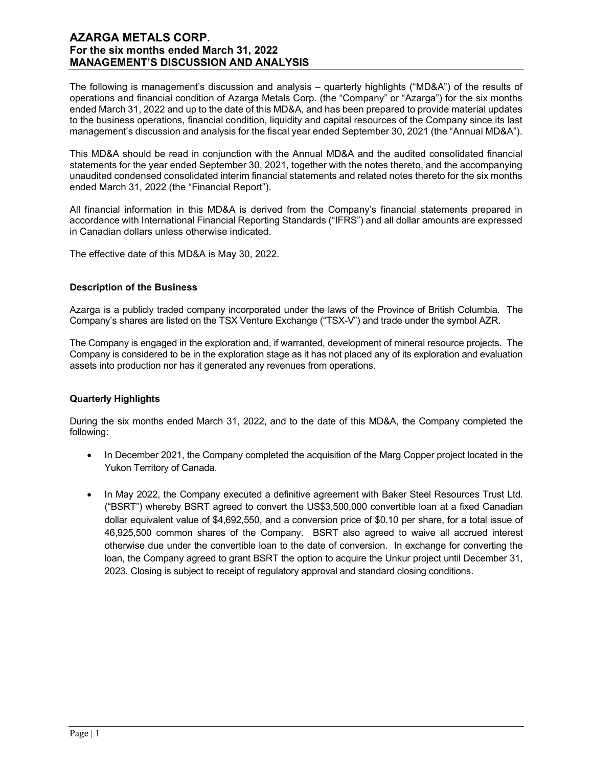The following is management's discussion and analysis – quarterly highlights ("MD&A") of the results of operations and financial condition of Azarga Metals Corp. (the "Company" or "Azarga") for the six months ended March 31, 2022 and up to the date of this MD&A, and has been prepared to provide material updates to the business operations, financial condition, liquidity and capital resources of the Company since its last management's discussion and analysis for the fiscal year ended September 30, 2021 (the "Annual MD&A").

This MD&A should be read in conjunction with the Annual MD&A and the audited consolidated financial statements for the year ended September 30, 2021, together with the notes thereto, and the accompanying unaudited condensed consolidated interim financial statements and related notes thereto for the six months ended March 31, 2022 (the "Financial Report").

All financial information in this MD&A is derived from the Company's financial statements prepared in accordance with International Financial Reporting Standards ("IFRS") and all dollar amounts are expressed in Canadian dollars unless otherwise indicated.

The effective date of this MD&A is May 30, 2022.

### Description of the Business

Azarga is a publicly traded company incorporated under the laws of the Province of British Columbia. The Company's shares are listed on the TSX Venture Exchange ("TSX-V") and trade under the symbol AZR.

The Company is engaged in the exploration and, if warranted, development of mineral resource projects. The Company is considered to be in the exploration stage as it has not placed any of its exploration and evaluation assets into production nor has it generated any revenues from operations.

### Quarterly Highlights

During the six months ended March 31, 2022, and to the date of this MD&A, the Company completed the following:

- In December 2021, the Company completed the acquisition of the Marg Copper project located in the Yukon Territory of Canada.
- In May 2022, the Company executed a definitive agreement with Baker Steel Resources Trust Ltd. ("BSRT") whereby BSRT agreed to convert the US$3,500,000 convertible loan at a fixed Canadian dollar equivalent value of $4,692,550, and a conversion price of $0.10 per share, for a total issue of 46,925,500 common shares of the Company. BSRT also agreed to waive all accrued interest otherwise due under the convertible loan to the date of conversion. In exchange for converting the loan, the Company agreed to grant BSRT the option to acquire the Unkur project until December 31, 2023. Closing is subject to receipt of regulatory approval and standard closing conditions.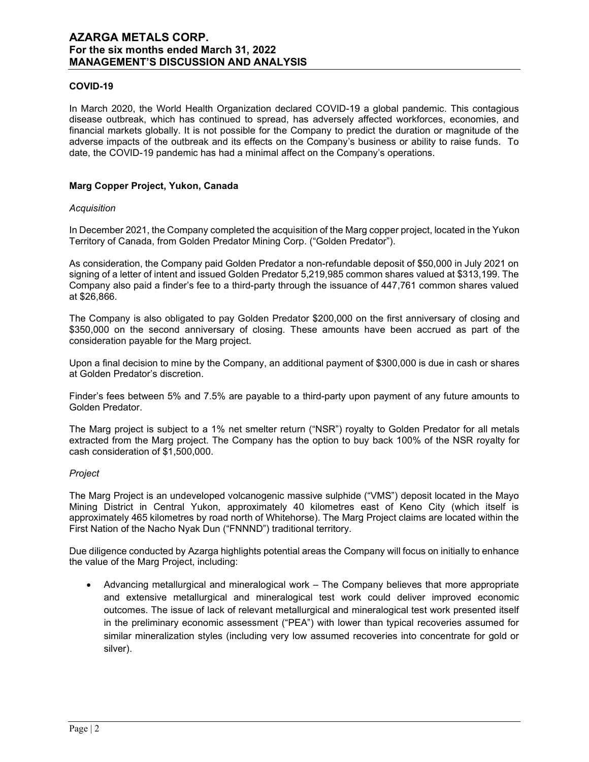## COVID-19

In March 2020, the World Health Organization declared COVID-19 a global pandemic. This contagious disease outbreak, which has continued to spread, has adversely affected workforces, economies, and financial markets globally. It is not possible for the Company to predict the duration or magnitude of the adverse impacts of the outbreak and its effects on the Company's business or ability to raise funds. To date, the COVID-19 pandemic has had a minimal affect on the Company's operations.

## Marg Copper Project, Yukon, Canada

*Acquisition*

In December 2021, the Company completed the acquisition of the Marg copper project, located in the Yukon Territory of Canada, from Golden Predator Mining Corp. ("Golden Predator").

As consideration, the Company paid Golden Predator a non-refundable deposit of $50,000 in July 2021 on signing of a letter of intent and issued Golden Predator 5,219,985 common shares valued at $313,199. The Company also paid a finder's fee to a third-party through the issuance of 447,761 common shares valued at $26,866.

The Company is also obligated to pay Golden Predator $200,000 on the first anniversary of closing and $350,000 on the second anniversary of closing. These amounts have been accrued as part of the consideration payable for the Marg project.

Upon a final decision to mine by the Company, an additional payment of $300,000 is due in cash or shares at Golden Predator's discretion.

Finder's fees between 5% and 7.5% are payable to a third-party upon payment of any future amounts to Golden Predator.

The Marg project is subject to a 1% net smelter return ("NSR") royalty to Golden Predator for all metals extracted from the Marg project. The Company has the option to buy back 100% of the NSR royalty for cash consideration of $1,500,000.

*Project*

The Marg Project is an undeveloped volcanogenic massive sulphide ("VMS") deposit located in the Mayo Mining District in Central Yukon, approximately 40 kilometres east of Keno City (which itself is approximately 465 kilometres by road north of Whitehorse). The Marg Project claims are located within the First Nation of the Nacho Nyak Dun ("FNNND") traditional territory.

Due diligence conducted by Azarga highlights potential areas the Company will focus on initially to enhance the value of the Marg Project, including:

- Advancing metallurgical and mineralogical work – The Company believes that more appropriate and extensive metallurgical and mineralogical test work could deliver improved economic outcomes. The issue of lack of relevant metallurgical and mineralogical test work presented itself in the preliminary economic assessment ("PEA") with lower than typical recoveries assumed for similar mineralization styles (including very low assumed recoveries into concentrate for gold or silver).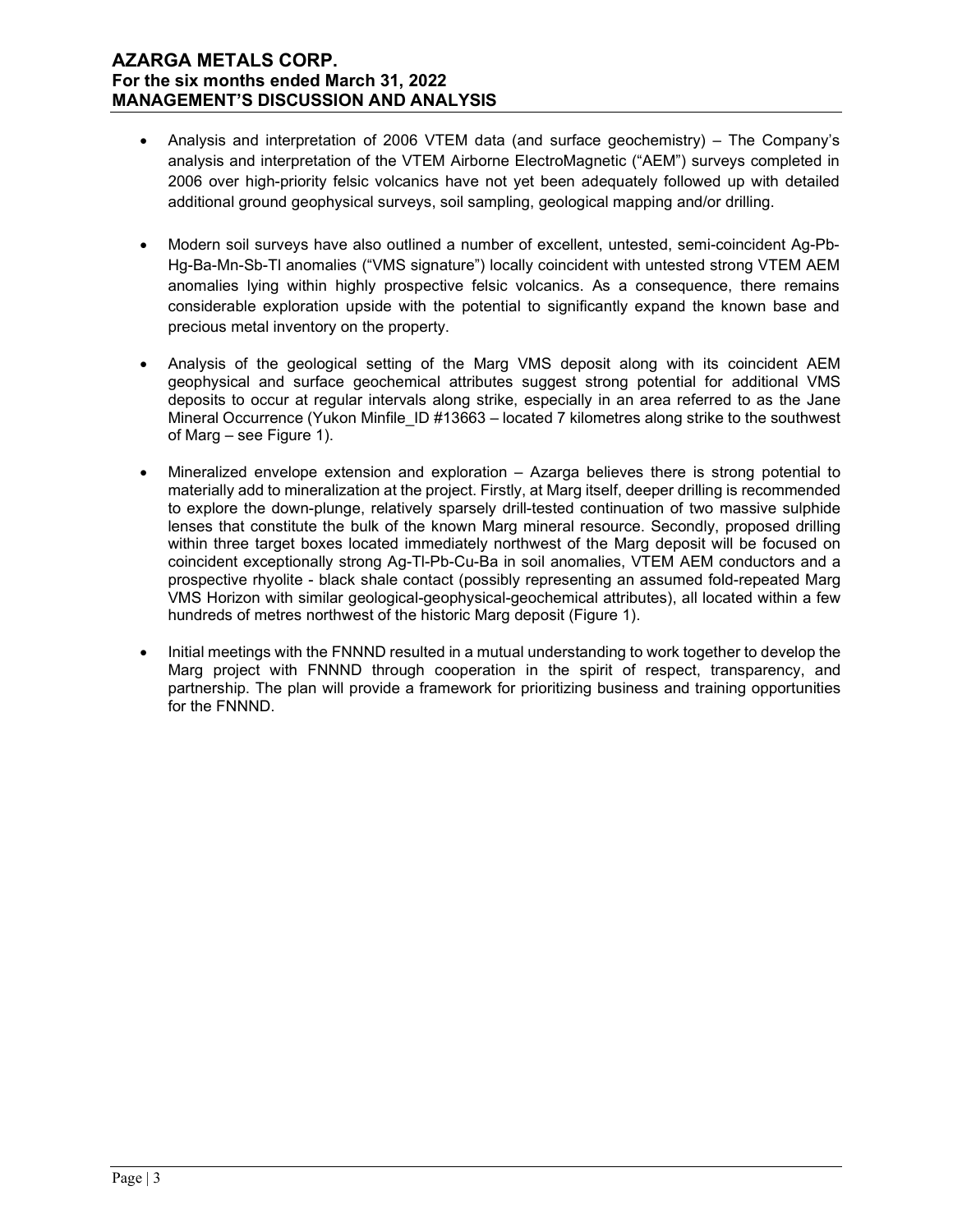- Analysis and interpretation of 2006 VTEM data (and surface geochemistry) – The Company's analysis and interpretation of the VTEM Airborne ElectroMagnetic ("AEM") surveys completed in 2006 over high-priority felsic volcanics have not yet been adequately followed up with detailed additional ground geophysical surveys, soil sampling, geological mapping and/or drilling.

- Modern soil surveys have also outlined a number of excellent, untested, semi-coincident Ag-Pb-Hg-Ba-Mn-Sb-Tl anomalies ("VMS signature") locally coincident with untested strong VTEM AEM anomalies lying within highly prospective felsic volcanics. As a consequence, there remains considerable exploration upside with the potential to significantly expand the known base and precious metal inventory on the property.

- Analysis of the geological setting of the Marg VMS deposit along with its coincident AEM geophysical and surface geochemical attributes suggest strong potential for additional VMS deposits to occur at regular intervals along strike, especially in an area referred to as the Jane Mineral Occurrence (Yukon Minfile_ID #13663 – located 7 kilometres along strike to the southwest of Marg – see Figure 1).

- Mineralized envelope extension and exploration – Azarga believes there is strong potential to materially add to mineralization at the project. Firstly, at Marg itself, deeper drilling is recommended to explore the down-plunge, relatively sparsely drill-tested continuation of two massive sulphide lenses that constitute the bulk of the known Marg mineral resource. Secondly, proposed drilling within three target boxes located immediately northwest of the Marg deposit will be focused on coincident exceptionally strong Ag-Tl-Pb-Cu-Ba in soil anomalies, VTEM AEM conductors and a prospective rhyolite - black shale contact (possibly representing an assumed fold-repeated Marg VMS Horizon with similar geological-geophysical-geochemical attributes), all located within a few hundreds of metres northwest of the historic Marg deposit (Figure 1).

- Initial meetings with the FNNND resulted in a mutual understanding to work together to develop the Marg project with FNNND through cooperation in the spirit of respect, transparency, and partnership. The plan will provide a framework for prioritizing business and training opportunities for the FNNND.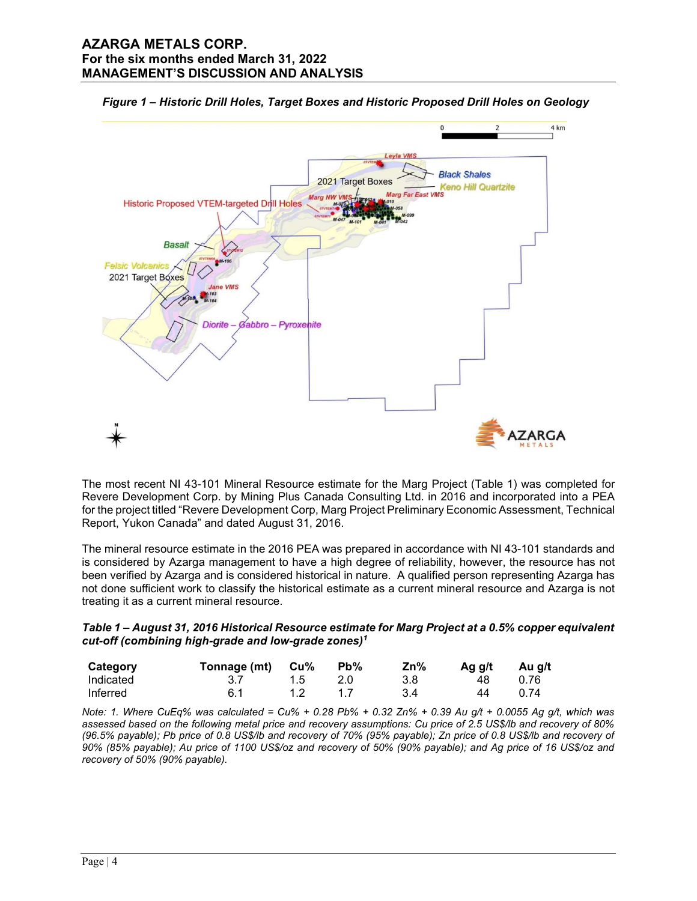***Figure 1 – Historic Drill Holes, Target Boxes and Historic Proposed Drill Holes on Geology***

The most recent NI 43-101 Mineral Resource estimate for the Marg Project (Table 1) was completed for Revere Development Corp. by Mining Plus Canada Consulting Ltd. in 2016 and incorporated into a PEA for the project titled "Revere Development Corp, Marg Project Preliminary Economic Assessment, Technical Report, Yukon Canada" and dated August 31, 2016.

The mineral resource estimate in the 2016 PEA was prepared in accordance with NI 43-101 standards and is considered by Azarga management to have a high degree of reliability, however, the resource has not been verified by Azarga and is considered historical in nature. A qualified person representing Azarga has not done sufficient work to classify the historical estimate as a current mineral resource and Azarga is not treating it as a current mineral resource.

***Table 1 – August 31, 2016 Historical Resource estimate for Marg Project at a 0.5% copper equivalent cut-off (combining high-grade and low-grade zones)[1]***

| Category | Tonnage (mt) | Cu% | Pb% | Zn% | Ag g/t | Au g/t |
|---|---|---|---|---|---|---|
| Indicated | 3.7 | 1.5 | 2.0 | 3.8 | 48 | 0.76 |
| Inferred | 6.1 | 1.2 | 1.7 | 3.4 | 44 | 0.74 |

*Note: 1. Where CuEq% was calculated = Cu% + 0.28 Pb% + 0.32 Zn% + 0.39 Au g/t + 0.0055 Ag g/t, which was assessed based on the following metal price and recovery assumptions: Cu price of 2.5 US$/lb and recovery of 80% (96.5% payable); Pb price of 0.8 US$/lb and recovery of 70% (95% payable); Zn price of 0.8 US$/lb and recovery of 90% (85% payable); Au price of 1100 US$/oz and recovery of 50% (90% payable); and Ag price of 16 US$/oz and recovery of 50% (90% payable).*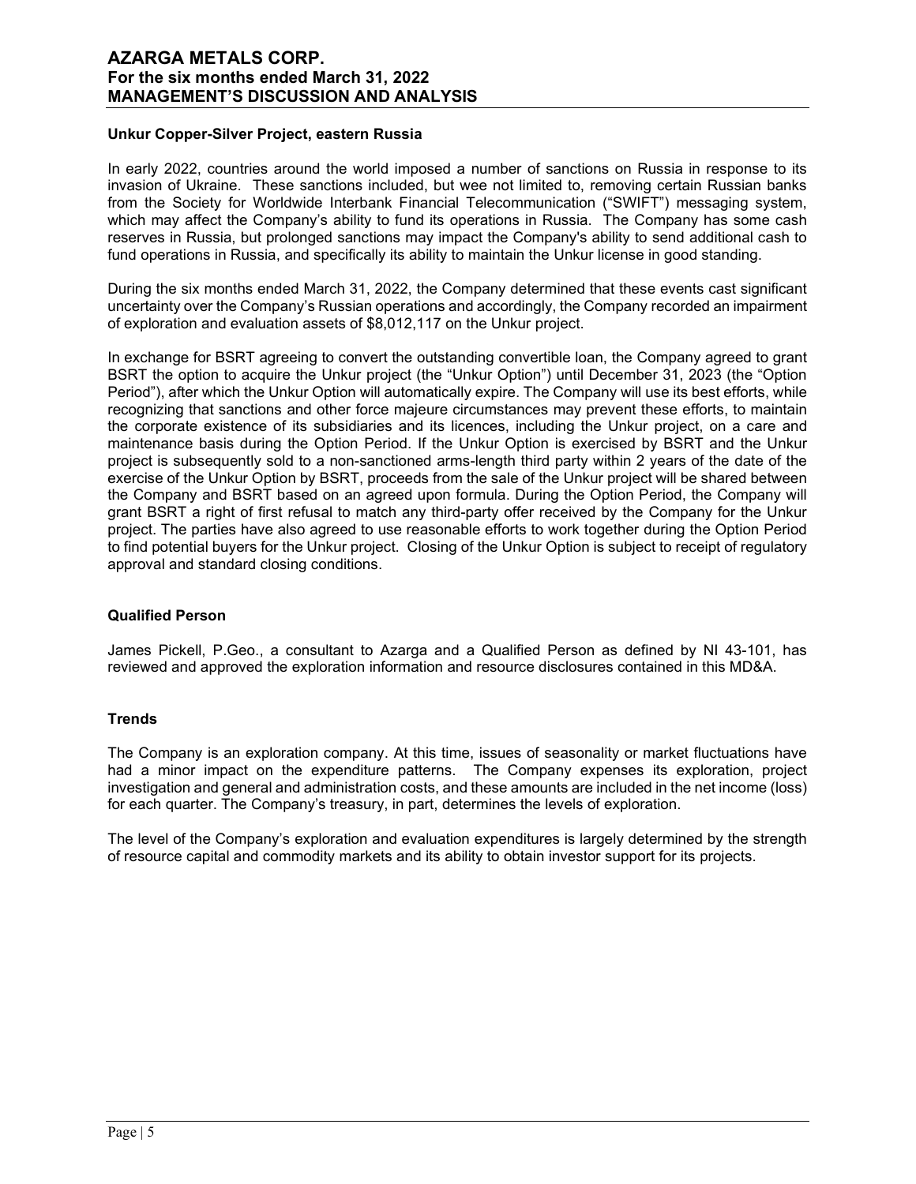### Unkur Copper-Silver Project, eastern Russia

In early 2022, countries around the world imposed a number of sanctions on Russia in response to its invasion of Ukraine. These sanctions included, but wee not limited to, removing certain Russian banks from the Society for Worldwide Interbank Financial Telecommunication ("SWIFT") messaging system, which may affect the Company's ability to fund its operations in Russia. The Company has some cash reserves in Russia, but prolonged sanctions may impact the Company's ability to send additional cash to fund operations in Russia, and specifically its ability to maintain the Unkur license in good standing.

During the six months ended March 31, 2022, the Company determined that these events cast significant uncertainty over the Company's Russian operations and accordingly, the Company recorded an impairment of exploration and evaluation assets of $8,012,117 on the Unkur project.

In exchange for BSRT agreeing to convert the outstanding convertible loan, the Company agreed to grant BSRT the option to acquire the Unkur project (the "Unkur Option") until December 31, 2023 (the "Option Period"), after which the Unkur Option will automatically expire. The Company will use its best efforts, while recognizing that sanctions and other force majeure circumstances may prevent these efforts, to maintain the corporate existence of its subsidiaries and its licences, including the Unkur project, on a care and maintenance basis during the Option Period. If the Unkur Option is exercised by BSRT and the Unkur project is subsequently sold to a non-sanctioned arms-length third party within 2 years of the date of the exercise of the Unkur Option by BSRT, proceeds from the sale of the Unkur project will be shared between the Company and BSRT based on an agreed upon formula. During the Option Period, the Company will grant BSRT a right of first refusal to match any third-party offer received by the Company for the Unkur project. The parties have also agreed to use reasonable efforts to work together during the Option Period to find potential buyers for the Unkur project. Closing of the Unkur Option is subject to receipt of regulatory approval and standard closing conditions.

### Qualified Person

James Pickell, P.Geo., a consultant to Azarga and a Qualified Person as defined by NI 43-101, has reviewed and approved the exploration information and resource disclosures contained in this MD&A.

### Trends

The Company is an exploration company. At this time, issues of seasonality or market fluctuations have had a minor impact on the expenditure patterns. The Company expenses its exploration, project investigation and general and administration costs, and these amounts are included in the net income (loss) for each quarter. The Company's treasury, in part, determines the levels of exploration.

The level of the Company's exploration and evaluation expenditures is largely determined by the strength of resource capital and commodity markets and its ability to obtain investor support for its projects.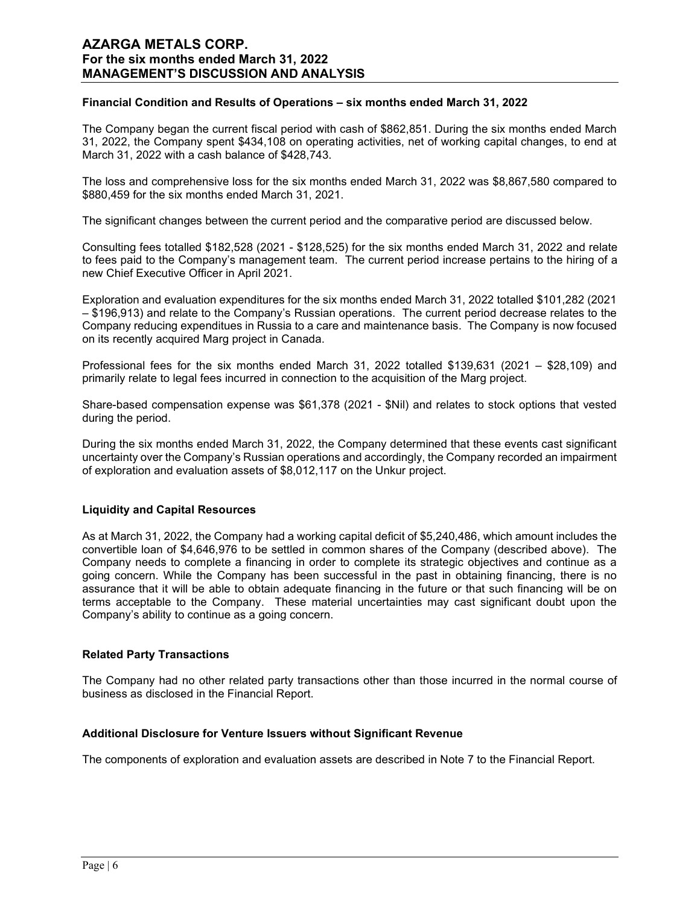### Financial Condition and Results of Operations – six months ended March 31, 2022

The Company began the current fiscal period with cash of $862,851. During the six months ended March 31, 2022, the Company spent $434,108 on operating activities, net of working capital changes, to end at March 31, 2022 with a cash balance of $428,743.

The loss and comprehensive loss for the six months ended March 31, 2022 was $8,867,580 compared to $880,459 for the six months ended March 31, 2021.

The significant changes between the current period and the comparative period are discussed below.

Consulting fees totalled $182,528 (2021 - $128,525) for the six months ended March 31, 2022 and relate to fees paid to the Company's management team. The current period increase pertains to the hiring of a new Chief Executive Officer in April 2021.

Exploration and evaluation expenditures for the six months ended March 31, 2022 totalled $101,282 (2021 – $196,913) and relate to the Company's Russian operations. The current period decrease relates to the Company reducing expenditues in Russia to a care and maintenance basis. The Company is now focused on its recently acquired Marg project in Canada.

Professional fees for the six months ended March 31, 2022 totalled $139,631 (2021 – $28,109) and primarily relate to legal fees incurred in connection to the acquisition of the Marg project.

Share-based compensation expense was $61,378 (2021 - $Nil) and relates to stock options that vested during the period.

During the six months ended March 31, 2022, the Company determined that these events cast significant uncertainty over the Company's Russian operations and accordingly, the Company recorded an impairment of exploration and evaluation assets of $8,012,117 on the Unkur project.

### Liquidity and Capital Resources

As at March 31, 2022, the Company had a working capital deficit of $5,240,486, which amount includes the convertible loan of $4,646,976 to be settled in common shares of the Company (described above). The Company needs to complete a financing in order to complete its strategic objectives and continue as a going concern. While the Company has been successful in the past in obtaining financing, there is no assurance that it will be able to obtain adequate financing in the future or that such financing will be on terms acceptable to the Company. These material uncertainties may cast significant doubt upon the Company's ability to continue as a going concern.

### Related Party Transactions

The Company had no other related party transactions other than those incurred in the normal course of business as disclosed in the Financial Report.

### Additional Disclosure for Venture Issuers without Significant Revenue

The components of exploration and evaluation assets are described in Note 7 to the Financial Report.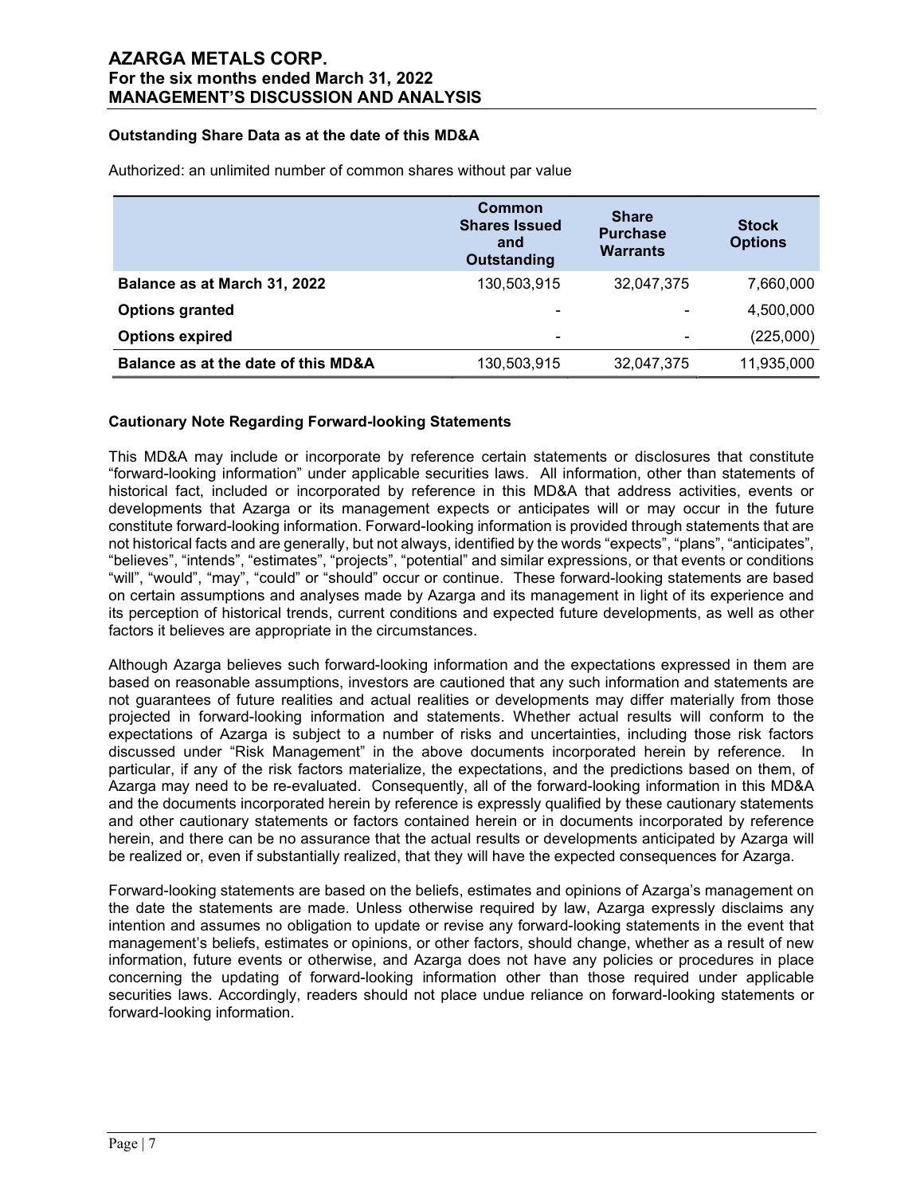### Outstanding Share Data as at the date of this MD&A

Authorized: an unlimited number of common shares without par value

| | Common Shares Issued and Outstanding | Share Purchase Warrants | Stock Options |
|---|---|---|---|
| **Balance as at March 31, 2022** | 130,503,915 | 32,047,375 | 7,660,000 |
| **Options granted** | - | - | 4,500,000 |
| **Options expired** | - | - | (225,000) |
| **Balance as at the date of this MD&A** | 130,503,915 | 32,047,375 | 11,935,000 |

### Cautionary Note Regarding Forward-looking Statements

This MD&A may include or incorporate by reference certain statements or disclosures that constitute "forward-looking information" under applicable securities laws. All information, other than statements of historical fact, included or incorporated by reference in this MD&A that address activities, events or developments that Azarga or its management expects or anticipates will or may occur in the future constitute forward-looking information. Forward-looking information is provided through statements that are not historical facts and are generally, but not always, identified by the words "expects", "plans", "anticipates", "believes", "intends", "estimates", "projects", "potential" and similar expressions, or that events or conditions "will", "would", "may", "could" or "should" occur or continue. These forward-looking statements are based on certain assumptions and analyses made by Azarga and its management in light of its experience and its perception of historical trends, current conditions and expected future developments, as well as other factors it believes are appropriate in the circumstances.

Although Azarga believes such forward-looking information and the expectations expressed in them are based on reasonable assumptions, investors are cautioned that any such information and statements are not guarantees of future realities and actual realities or developments may differ materially from those projected in forward-looking information and statements. Whether actual results will conform to the expectations of Azarga is subject to a number of risks and uncertainties, including those risk factors discussed under "Risk Management" in the above documents incorporated herein by reference. In particular, if any of the risk factors materialize, the expectations, and the predictions based on them, of Azarga may need to be re-evaluated. Consequently, all of the forward-looking information in this MD&A and the documents incorporated herein by reference is expressly qualified by these cautionary statements and other cautionary statements or factors contained herein or in documents incorporated by reference herein, and there can be no assurance that the actual results or developments anticipated by Azarga will be realized or, even if substantially realized, that they will have the expected consequences for Azarga.

Forward-looking statements are based on the beliefs, estimates and opinions of Azarga's management on the date the statements are made. Unless otherwise required by law, Azarga expressly disclaims any intention and assumes no obligation to update or revise any forward-looking statements in the event that management's beliefs, estimates or opinions, or other factors, should change, whether as a result of new information, future events or otherwise, and Azarga does not have any policies or procedures in place concerning the updating of forward-looking information other than those required under applicable securities laws. Accordingly, readers should not place undue reliance on forward-looking statements or forward-looking information.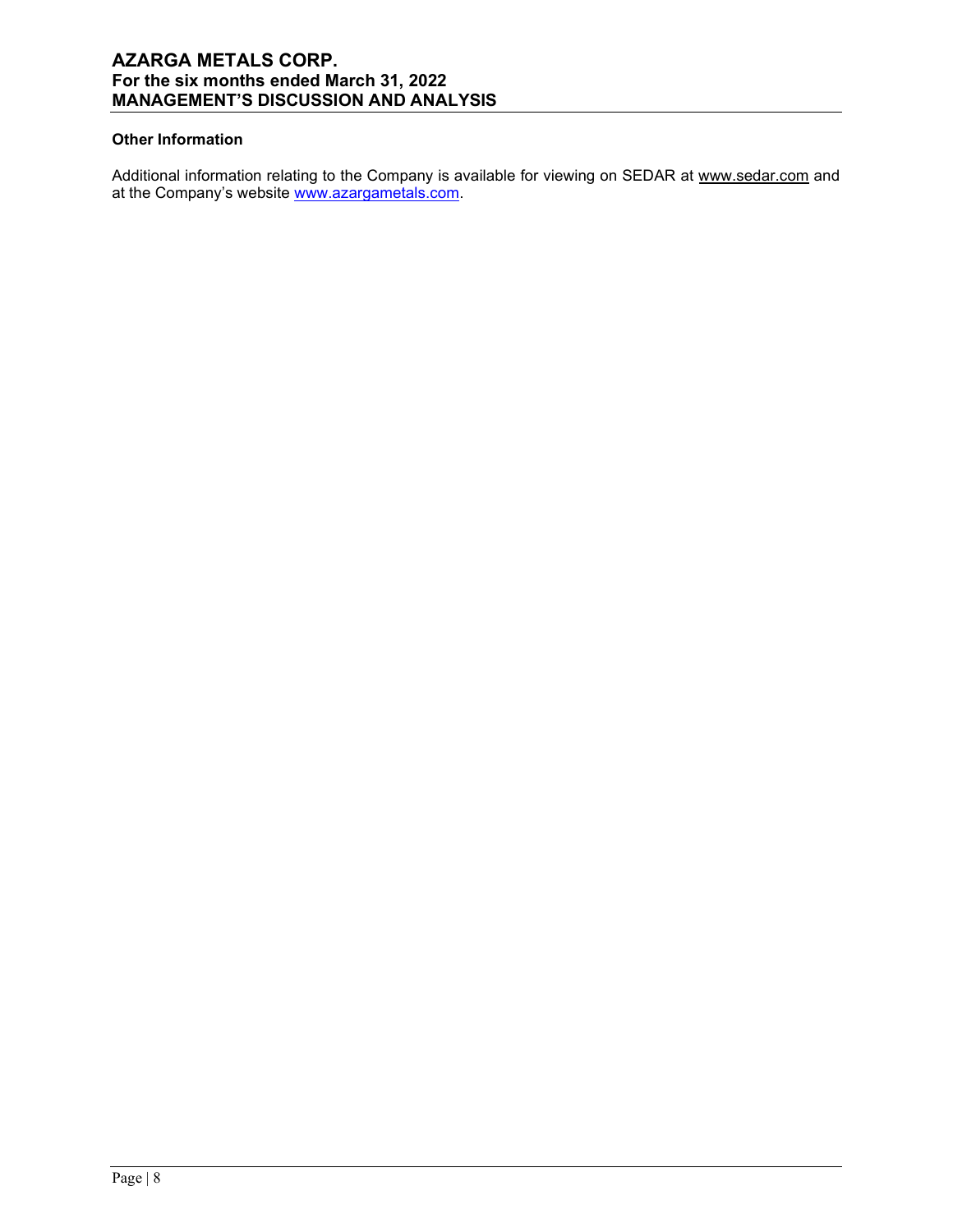### Other Information

Additional information relating to the Company is available for viewing on SEDAR at www.sedar.com and at the Company's website www.azargametals.com.